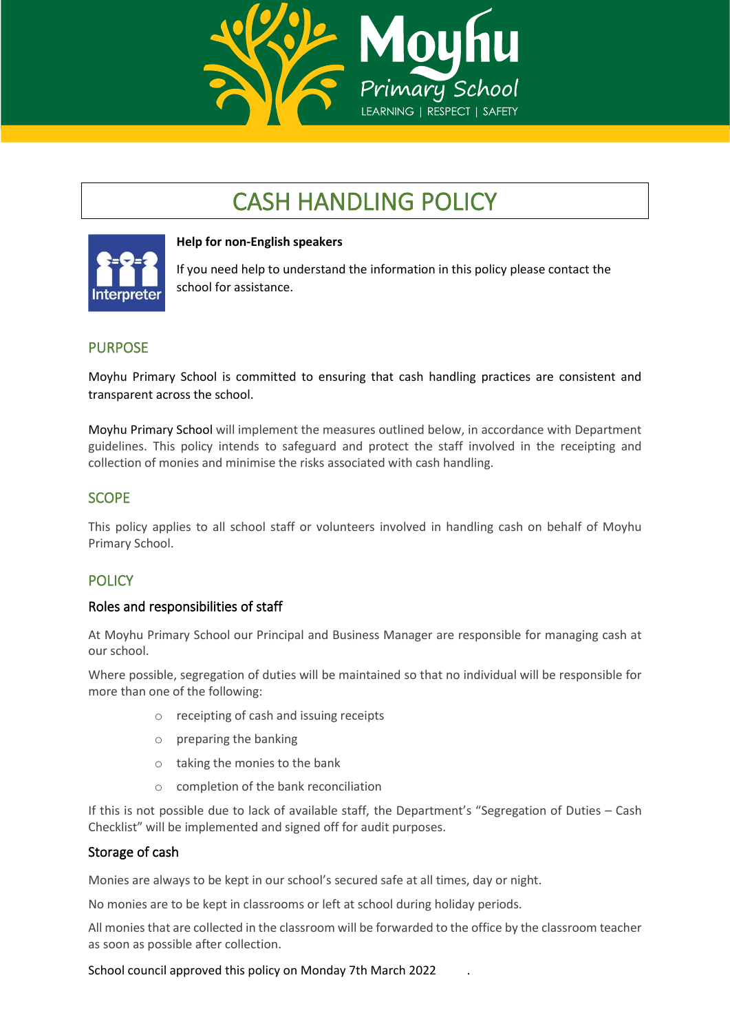Moyhu Primary School
LEARNING | RESPECT | SAFETY

# CASH HANDLING POLICY

**Help for non-English speakers**

If you need help to understand the information in this policy please contact the school for assistance.

## PURPOSE

Moyhu Primary School is committed to ensuring that cash handling practices are consistent and transparent across the school.

Moyhu Primary School will implement the measures outlined below, in accordance with Department guidelines. This policy intends to safeguard and protect the staff involved in the receipting and collection of monies and minimise the risks associated with cash handling.

## SCOPE

This policy applies to all school staff or volunteers involved in handling cash on behalf of Moyhu Primary School.

## POLICY

### Roles and responsibilities of staff

At Moyhu Primary School our Principal and Business Manager are responsible for managing cash at our school.

Where possible, segregation of duties will be maintained so that no individual will be responsible for more than one of the following:

- receipting of cash and issuing receipts
- preparing the banking
- taking the monies to the bank
- completion of the bank reconciliation

If this is not possible due to lack of available staff, the Department's "Segregation of Duties – Cash Checklist" will be implemented and signed off for audit purposes.

### Storage of cash

Monies are always to be kept in our school's secured safe at all times, day or night.

No monies are to be kept in classrooms or left at school during holiday periods.

All monies that are collected in the classroom will be forwarded to the office by the classroom teacher as soon as possible after collection.

School council approved this policy on Monday 7th March 2022 .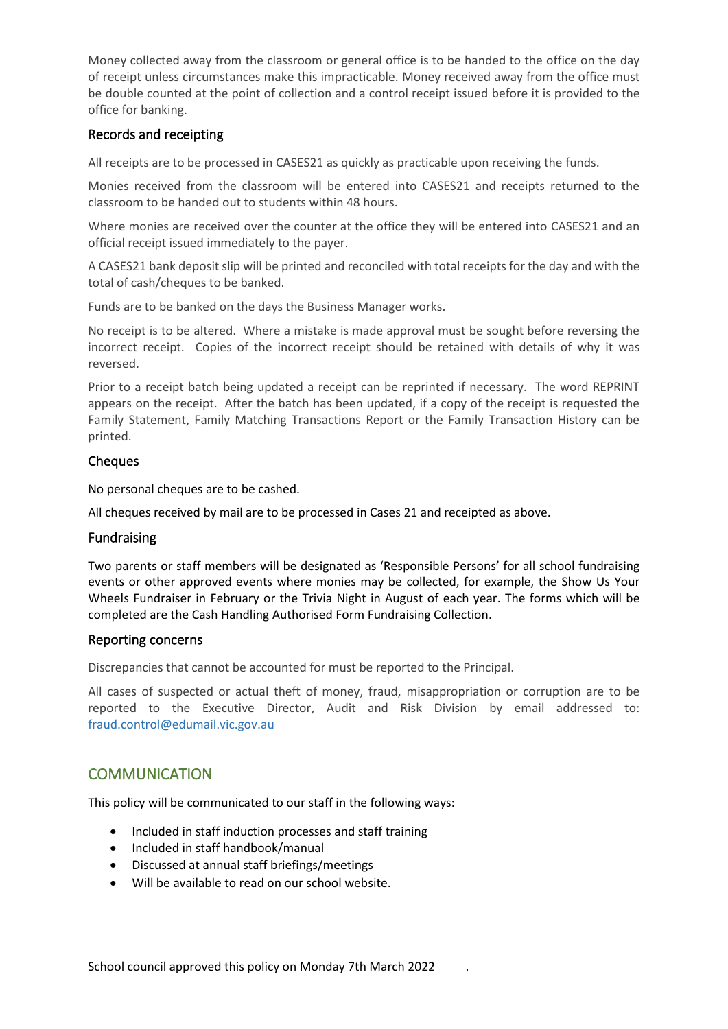Money collected away from the classroom or general office is to be handed to the office on the day of receipt unless circumstances make this impracticable. Money received away from the office must be double counted at the point of collection and a control receipt issued before it is provided to the office for banking.

### Records and receipting

All receipts are to be processed in CASES21 as quickly as practicable upon receiving the funds.

Monies received from the classroom will be entered into CASES21 and receipts returned to the classroom to be handed out to students within 48 hours.

Where monies are received over the counter at the office they will be entered into CASES21 and an official receipt issued immediately to the payer.

A CASES21 bank deposit slip will be printed and reconciled with total receipts for the day and with the total of cash/cheques to be banked.

Funds are to be banked on the days the Business Manager works.

No receipt is to be altered. Where a mistake is made approval must be sought before reversing the incorrect receipt. Copies of the incorrect receipt should be retained with details of why it was reversed.

Prior to a receipt batch being updated a receipt can be reprinted if necessary. The word REPRINT appears on the receipt. After the batch has been updated, if a copy of the receipt is requested the Family Statement, Family Matching Transactions Report or the Family Transaction History can be printed.

### Cheques

No personal cheques are to be cashed.

All cheques received by mail are to be processed in Cases 21 and receipted as above.

### Fundraising

Two parents or staff members will be designated as 'Responsible Persons' for all school fundraising events or other approved events where monies may be collected, for example, the Show Us Your Wheels Fundraiser in February or the Trivia Night in August of each year. The forms which will be completed are the Cash Handling Authorised Form Fundraising Collection.

### Reporting concerns

Discrepancies that cannot be accounted for must be reported to the Principal.

All cases of suspected or actual theft of money, fraud, misappropriation or corruption are to be reported to the Executive Director, Audit and Risk Division by email addressed to: fraud.control@edumail.vic.gov.au

## COMMUNICATION

This policy will be communicated to our staff in the following ways:

- Included in staff induction processes and staff training
- Included in staff handbook/manual
- Discussed at annual staff briefings/meetings
- Will be available to read on our school website.

School council approved this policy on Monday 7th March 2022 .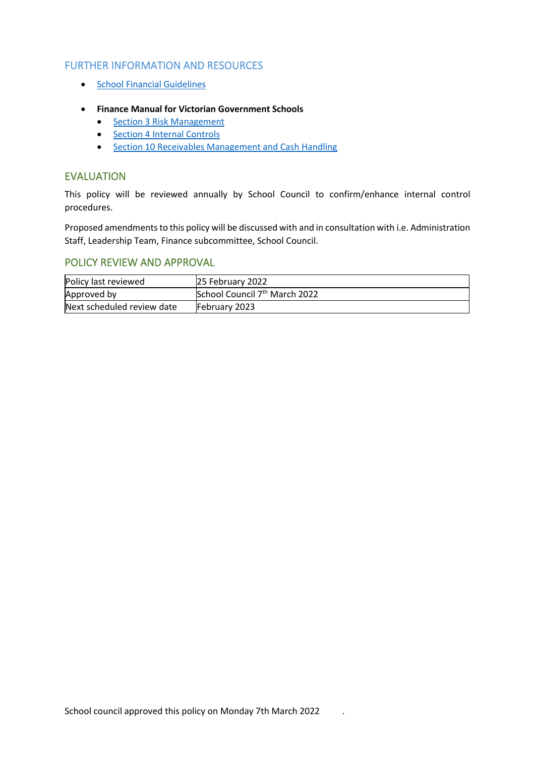## FURTHER INFORMATION AND RESOURCES

- School Financial Guidelines

- **Finance Manual for Victorian Government Schools**
  - Section 3 Risk Management
  - Section 4 Internal Controls
  - Section 10 Receivables Management and Cash Handling

## EVALUATION

This policy will be reviewed annually by School Council to confirm/enhance internal control procedures.

Proposed amendments to this policy will be discussed with and in consultation with i.e. Administration Staff, Leadership Team, Finance subcommittee, School Council.

## POLICY REVIEW AND APPROVAL

| | |
|---|---|
| Policy last reviewed | 25 February 2022 |
| Approved by | School Council 7th March 2022 |
| Next scheduled review date | February 2023 |

School council approved this policy on Monday 7th March 2022 .